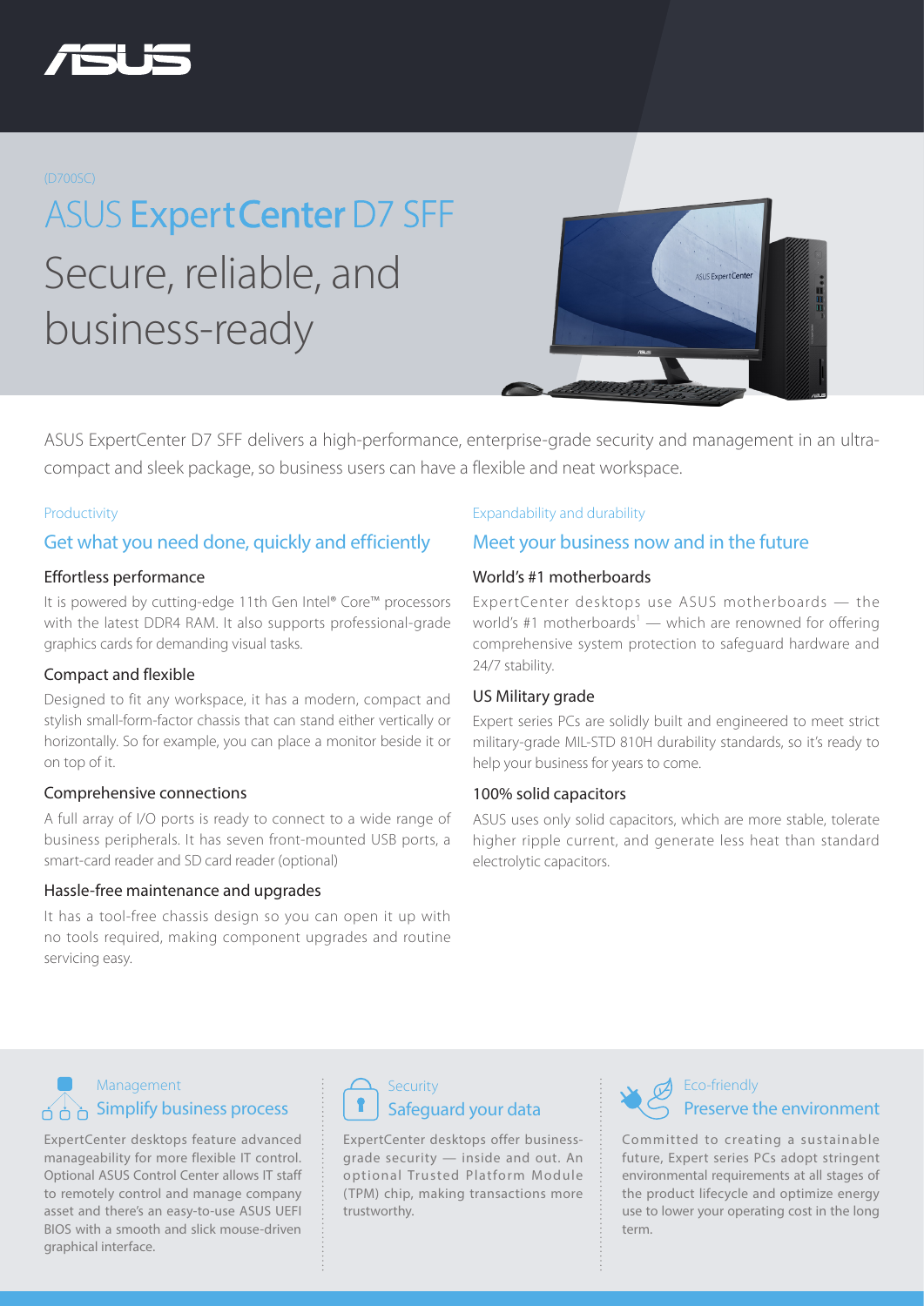(D700SC)

# ASUS ExpertCenter D7 SFF

## Secure, reliable, and business-ready

ASUS ExpertCenter D7 SFF delivers a high-performance, enterprise-grade security and management in an ultra-compact and sleek package, so business users can have a flexible and neat workspace.

Productivity

## Get what you need done, quickly and efficiently

### Effortless performance

It is powered by cutting-edge 11th Gen Intel® Core™ processors with the latest DDR4 RAM. It also supports professional-grade graphics cards for demanding visual tasks.

### Compact and flexible

Designed to fit any workspace, it has a modern, compact and stylish small-form-factor chassis that can stand either vertically or horizontally. So for example, you can place a monitor beside it or on top of it.

### Comprehensive connections

A full array of I/O ports is ready to connect to a wide range of business peripherals. It has seven front-mounted USB ports, a smart-card reader and SD card reader (optional)

### Hassle-free maintenance and upgrades

It has a tool-free chassis design so you can open it up with no tools required, making component upgrades and routine servicing easy.

Expandability and durability

## Meet your business now and in the future

### World's #1 motherboards

ExpertCenter desktops use ASUS motherboards — the world's #1 motherboards[1] — which are renowned for offering comprehensive system protection to safeguard hardware and 24/7 stability.

### US Military grade

Expert series PCs are solidly built and engineered to meet strict military-grade MIL-STD 810H durability standards, so it's ready to help your business for years to come.

### 100% solid capacitors

ASUS uses only solid capacitors, which are more stable, tolerate higher ripple current, and generate less heat than standard electrolytic capacitors.

Management

## Simplify business process

ExpertCenter desktops feature advanced manageability for more flexible IT control. Optional ASUS Control Center allows IT staff to remotely control and manage company asset and there's an easy-to-use ASUS UEFI BIOS with a smooth and slick mouse-driven graphical interface.

Security

## Safeguard your data

ExpertCenter desktops offer business-grade security — inside and out. An optional Trusted Platform Module (TPM) chip, making transactions more trustworthy.

Eco-friendly

## Preserve the environment

Committed to creating a sustainable future, Expert series PCs adopt stringent environmental requirements at all stages of the product lifecycle and optimize energy use to lower your operating cost in the long term.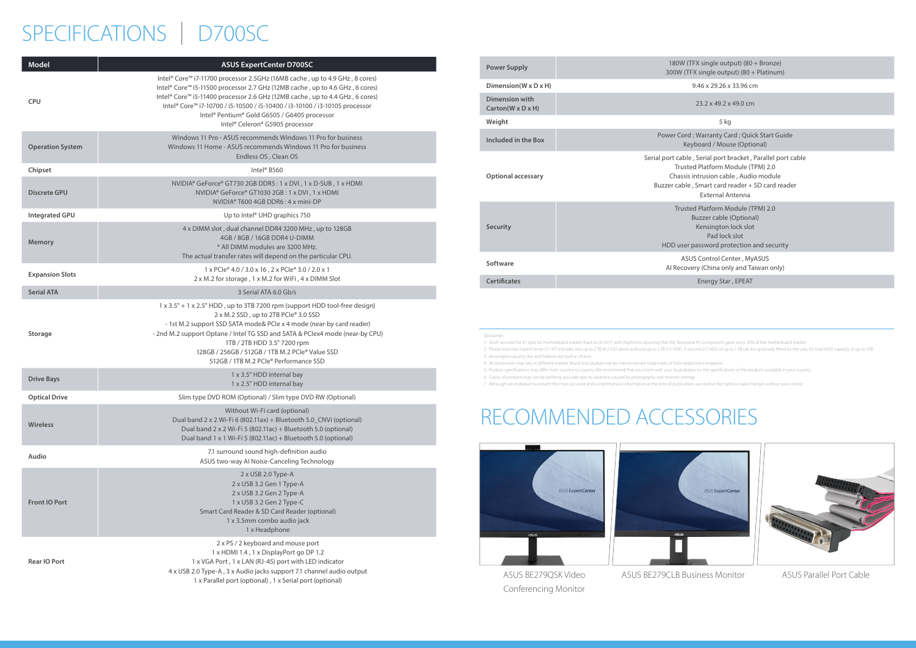# SPECIFICATIONS | D700SC

| Model | ASUS ExpertCenter D700SC |
|---|---|
| CPU | Intel® Core™ i7-11700 processor 2.5GHz (16MB cache , up to 4.9 GHz , 8 cores)<br>Intel® Core™ i5-11500 processor 2.7 GHz (12MB cache , up to 4.6 GHz , 6 cores)<br>Intel® Core™ i5-11400 processor 2.6 GHz (12MB cache , up to 4.4 GHz , 6 cores)<br>Intel® Core™ i7-10700 / i5-10500 / i5-10400 / i3-10100 / i3-10105 processor<br>Intel® Pentium® Gold G6505 / G6405 processor<br>Intel® Celeron® G5905 processor |
| Operation System | Windows 11 Pro - ASUS recommends Windows 11 Pro for business<br>Windows 11 Home - ASUS recommends Windows 11 Pro for business<br>Endless OS , Clean OS |
| Chipset | Intel® B560 |
| Discrete GPU | NVIDIA® GeForce® GT730 2GB DDR5 : 1 x DVI , 1 x D-SUB , 1 x HDMI<br>NVIDIA® GeForce® GT1030 2GB : 1 x DVI , 1 x HDMI<br>NVIDIA® T600 4GB DDR6 : 4 x mini-DP |
| Integrated GPU | Up to Intel® UHD graphics 750 |
| Memory | 4 x DIMM slot , dual channel DDR4 3200 MHz , up to 128GB<br>4GB / 8GB / 16GB DDR4 U-DIMM<br>* All DIMM modules are 3200 MHz.<br>The actual transfer rates will depend on the particular CPU. |
| Expansion Slots | 1 x PCIe® 4.0 / 3.0 x 16 , 2 x PCIe® 3.0 / 2.0 x 1<br>2 x M.2 for storage , 1 x M.2 for WiFi , 4 x DIMM Slot |
| Serial ATA | 3 Serial ATA 6.0 Gb/s |
| Storage | 1 x 3.5" + 1 x 2.5" HDD , up to 3TB 7200 rpm (support HDD tool-free design)<br>2 x M.2 SSD , up to 2TB PCIe® 3.0 SSD<br>- 1st M.2 support SSD SATA mode& PCIe x 4 mode (near-by card reader)<br>- 2nd M.2 support Optane / Intel TG SSD and SATA & PCIex4 mode (near-by CPU)<br>1TB / 2TB HDD 3.5" 7200 rpm<br>128GB / 256GB / 512GB / 1TB M.2 PCIe® Value SSD<br>512GB / 1TB M.2 PCIe® Performance SSD |
| Drive Bays | 1 x 3.5" HDD internal bay<br>1 x 2.5" HDD internal bay |
| Optical Drive | Slim type DVD ROM (Optional) / Slim type DVD RW (Optional) |
| Wireless | Without Wi-Fi card (optional)<br>Dual band 2 x 2 Wi-Fi 6 (802.11ax) + Bluetooth 5.0_CNVi (optional)<br>Dual band 2 x 2 Wi-Fi 5 (802.11ac) + Bluetooth 5.0 (optional)<br>Dual band 1 x 1 Wi-Fi 5 (802.11ac) + Bluetooth 5.0 (optional) |
| Audio | 7.1 surround sound high-definition audio<br>ASUS two-way AI Noise-Canceling Technology |
| Front IO Port | 2 x USB 2.0 Type-A<br>2 x USB 3.2 Gen 1 Type-A<br>2 x USB 3.2 Gen 2 Type-A<br>1 x USB 3.2 Gen 2 Type-C<br>Smart Card Reader & SD Card Reader (optional)<br>1 x 3.5mm combo audio jack<br>1 x Headphone |
| Rear IO Port | 2 x PS / 2 keyboard and mouse port<br>1 x HDMI 1.4 , 1 x DisplayPort go DP 1.2<br>1 x VGA Port , 1 x LAN (RJ-45) port with LED indicator<br>4 x USB 2.0 Type-A , 3 x Audio jacks support 7.1 channel audio output<br>1 x Parallel port (optional) , 1 x Serial port (optional) |
| Power Supply | 180W (TFX single output) (80 + Bronze)<br>300W (TFX single output) (80 + Platinum) |
| Dimension(W x D x H) | 9.46 x 29.26 x 33.96 cm |
| Dimension with Carton(W x D x H) | 23.2 x 49.2 x 49.0 cm |
| Weight | 5 kg |
| Included in the Box | Power Cord ; Warranty Card ; Quick Start Guide<br>Keyboard / Mouse (Optional) |
| Optional accessary | Serial port cable , Serial port bracket , Parallel port cable<br>Trusted Platform Module (TPM) 2.0<br>Chassis intrusion cable , Audio module<br>Buzzer cable , Smart card reader + SD card reader<br>External Antenna |
| Security | Trusted Platform Module (TPM) 2.0<br>Buzzer cable (Optional)<br>Kensington lock slot<br>Pad lock slot<br>HDD user password protection and security |
| Software | ASUS Control Center , MyASUS<br>AI Recovery (China only and Taiwan only) |
| Certificates | Energy Star , EPEAT |

Disclaimer :

1. ASUS secured the #1 spot for motherboard market share as of 2017, with DigiTimes reporting that the Taiwanese PC component giant owns 43% of the motherboard market.
2. Please note that ExpertCenter D7 SFF includes two up to 2 TB M.2 SSD drives and one up to 2 TB 3.5" HDD. A second 2.5" HDD of up to 1 TB can be optionally fitted by the user, for total HDD capacity of up to 3TB
3. Kensington security slot and Padlock slot built in chassis
4. All accessories may vary in different market. Brand and product names mentioned are trademarks of their respective companies.
5. Product specifications may differ from country to country. We recommend that you check with your local dealers for the specifications of the products available in your country.
6. Colors of products may not be perfectly accurate due to variations caused by photography and monitor settings.
7. Although we endeavor to present the most accurate and comprehensive information at the time of publication, we reserve the right to make changes without prior notice.

# RECOMMENDED ACCESSORIES

ASUS BE279QSK Video Conferencing Monitor

ASUS BE279CLB Business Monitor

ASUS Parallel Port Cable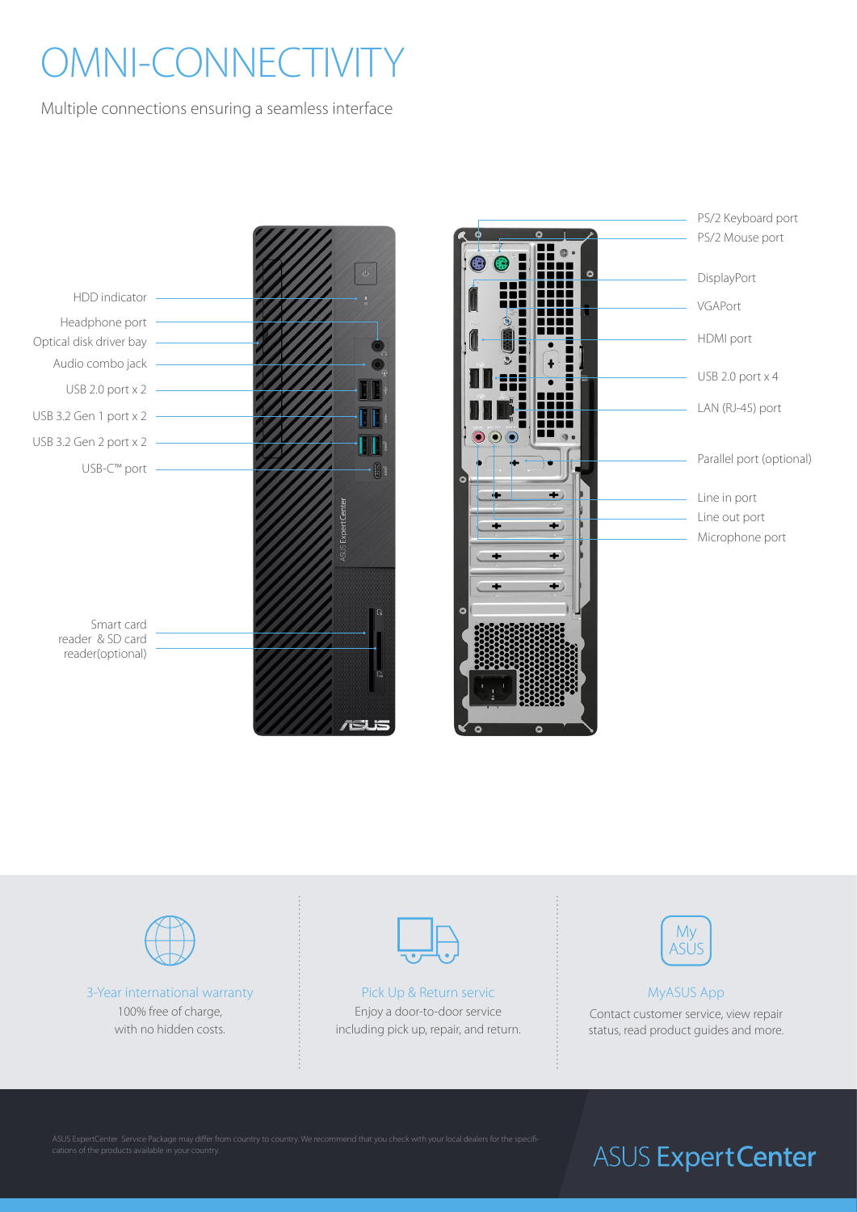# OMNI-CONNECTIVITY

Multiple connections ensuring a seamless interface

HDD indicator
Headphone port
Optical disk driver bay
Audio combo jack
USB 2.0 port x 2
USB 3.2 Gen 1 port x 2
USB 3.2 Gen 2 port x 2
USB-C™ port

Smart card reader & SD card reader(optional)

PS/2 Keyboard port
PS/2 Mouse port
DisplayPort
VGAPort
HDMI port
USB 2.0 port x 4
LAN (RJ-45) port
Parallel port (optional)
Line in port
Line out port
Microphone port

### 3-Year international warranty

100% free of charge, with no hidden costs.

### Pick Up & Return servic

Enjoy a door-to-door service including pick up, repair, and return.

### MyASUS App

Contact customer service, view repair status, read product guides and more.

ASUS ExpertCenter Service Package may differ from country to country. We recommend that you check with your local dealers for the specifications of the products available in your country.

ASUS ExpertCenter